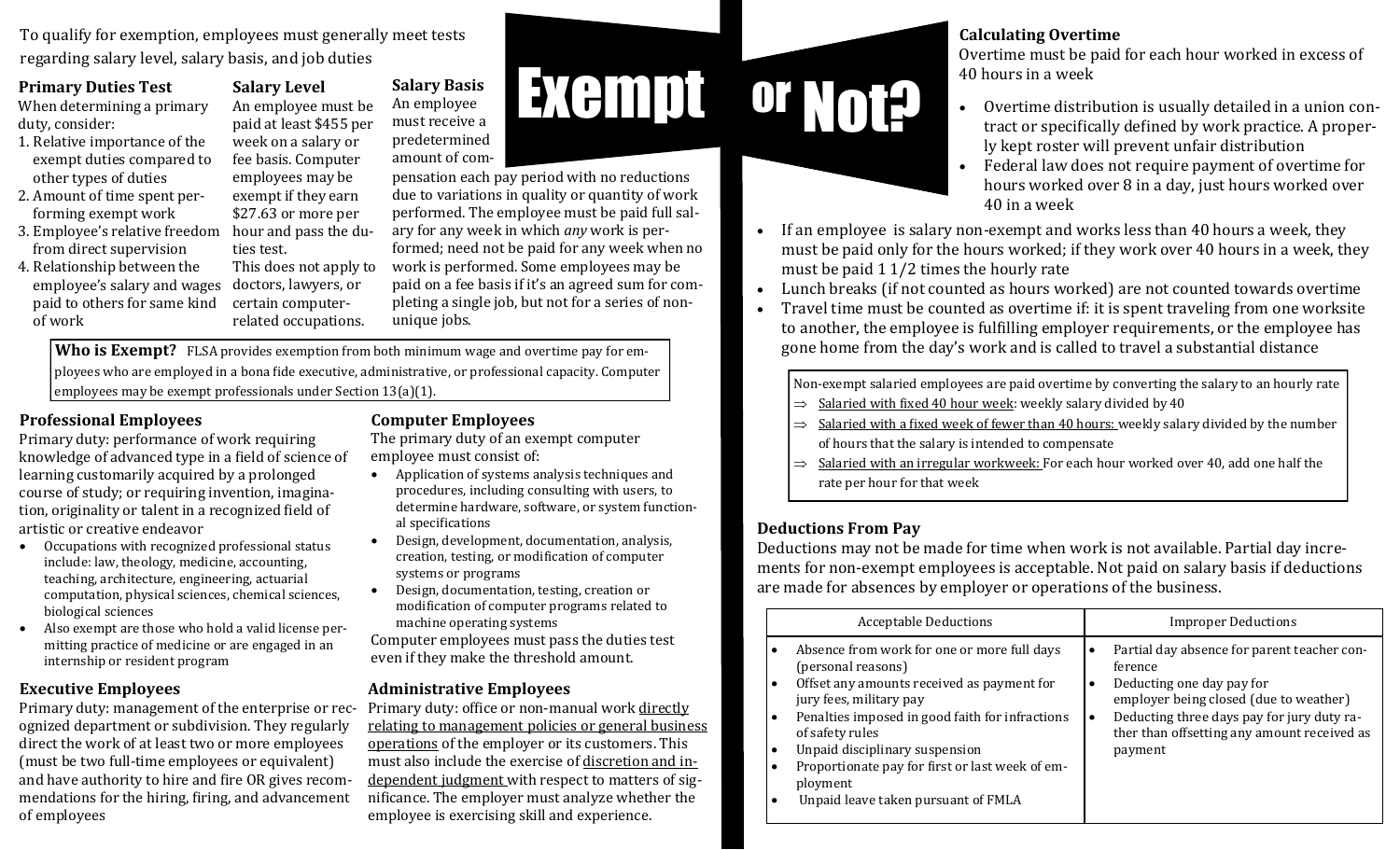# Exempt or Not?

To qualify for exemption, employees must generally meet tests regarding salary level, salary basis, and job duties

### Primary Duties Test

When determining a primary duty, consider:

1. Relative importance of the exempt duties compared to other types of duties
2. Amount of time spent performing exempt work
3. Employee's relative freedom from direct supervision
4. Relationship between the employee's salary and wages paid to others for same kind of work

### Salary Level

An employee must be paid at least $455 per week on a salary or fee basis. Computer employees may be exempt if they earn $27.63 or more per hour and pass the duties test.

This does not apply to doctors, lawyers, or certain computer-related occupations.

### Salary Basis

An employee must receive a predetermined amount of compensation each pay period with no reductions due to variations in quality or quantity of work performed. The employee must be paid full salary for any week in which *any* work is performed; need not be paid for any week when no work is performed. Some employees may be paid on a fee basis if it's an agreed sum for completing a single job, but not for a series of non-unique jobs.

**Who is Exempt?** FLSA provides exemption from both minimum wage and overtime pay for employees who are employed in a bona fide executive, administrative, or professional capacity. Computer employees may be exempt professionals under Section 13(a)(1).

### Professional Employees

Primary duty: performance of work requiring knowledge of advanced type in a field of science of learning customarily acquired by a prolonged course of study; or requiring invention, imagination, originality or talent in a recognized field of artistic or creative endeavor

- Occupations with recognized professional status include: law, theology, medicine, accounting, teaching, architecture, engineering, actuarial computation, physical sciences, chemical sciences, biological sciences
- Also exempt are those who hold a valid license permitting practice of medicine or are engaged in an internship or resident program

### Executive Employees

Primary duty: management of the enterprise or recognized department or subdivision. They regularly direct the work of at least two or more employees (must be two full-time employees or equivalent) and have authority to hire and fire OR gives recommendations for the hiring, firing, and advancement of employees

### Computer Employees

The primary duty of an exempt computer employee must consist of:

- Application of systems analysis techniques and procedures, including consulting with users, to determine hardware, software, or system functional specifications
- Design, development, documentation, analysis, creation, testing, or modification of computer systems or programs
- Design, documentation, testing, creation or modification of computer programs related to machine operating systems

Computer employees must pass the duties test even if they make the threshold amount.

### Administrative Employees

Primary duty: office or non-manual work directly relating to management policies or general business operations of the employer or its customers. This must also include the exercise of discretion and independent judgment with respect to matters of significance. The employer must analyze whether the employee is exercising skill and experience.

### Calculating Overtime

Overtime must be paid for each hour worked in excess of 40 hours in a week

- Overtime distribution is usually detailed in a union contract or specifically defined by work practice. A properly kept roster will prevent unfair distribution
- Federal law does not require payment of overtime for hours worked over 8 in a day, just hours worked over 40 in a week
- If an employee is salary non-exempt and works less than 40 hours a week, they must be paid only for the hours worked; if they work over 40 hours in a week, they must be paid 1 1/2 times the hourly rate
- Lunch breaks (if not counted as hours worked) are not counted towards overtime
- Travel time must be counted as overtime if: it is spent traveling from one worksite to another, the employee is fulfilling employer requirements, or the employee has gone home from the day's work and is called to travel a substantial distance

Non-exempt salaried employees are paid overtime by converting the salary to an hourly rate

- ⇒ Salaried with fixed 40 hour week: weekly salary divided by 40
- ⇒ Salaried with a fixed week of fewer than 40 hours: weekly salary divided by the number of hours that the salary is intended to compensate
- ⇒ Salaried with an irregular workweek: For each hour worked over 40, add one half the rate per hour for that week

### Deductions From Pay

Deductions may not be made for time when work is not available. Partial day increments for non-exempt employees is acceptable. Not paid on salary basis if deductions are made for absences by employer or operations of the business.

| Acceptable Deductions | Improper Deductions |
|---|---|
| • Absence from work for one or more full days (personal reasons)<br>• Offset any amounts received as payment for jury fees, military pay<br>• Penalties imposed in good faith for infractions of safety rules<br>• Unpaid disciplinary suspension<br>• Proportionate pay for first or last week of employment<br>• Unpaid leave taken pursuant of FMLA | • Partial day absence for parent teacher conference<br>• Deducting one day pay for employer being closed (due to weather)<br>• Deducting three days pay for jury duty rather than offsetting any amount received as payment |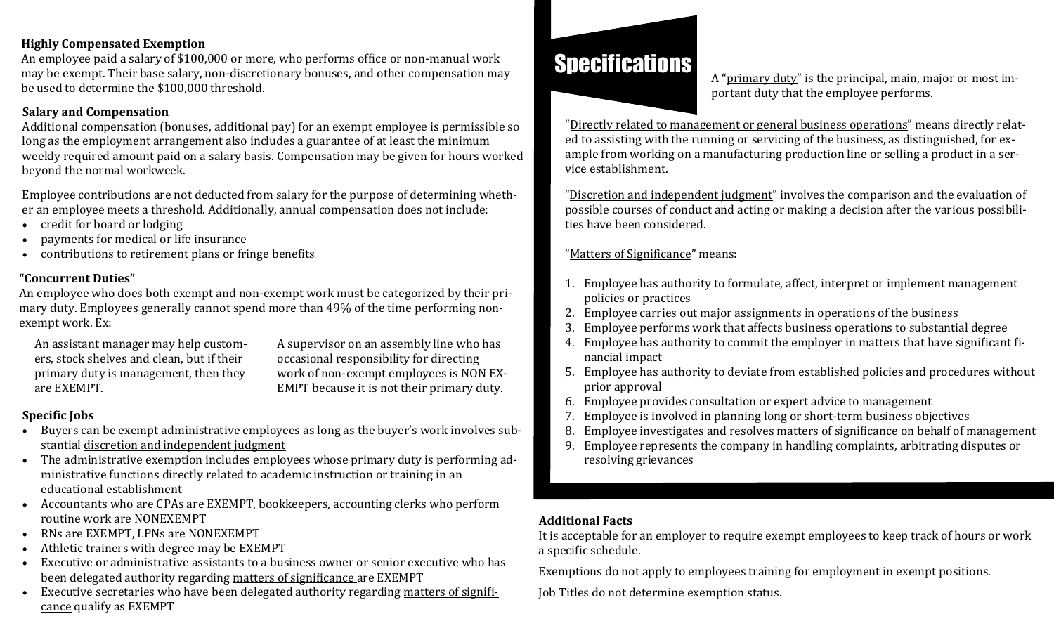### Highly Compensated Exemption

An employee paid a salary of $100,000 or more, who performs office or non-manual work may be exempt. Their base salary, non-discretionary bonuses, and other compensation may be used to determine the $100,000 threshold.

### Salary and Compensation

Additional compensation (bonuses, additional pay) for an exempt employee is permissible so long as the employment arrangement also includes a guarantee of at least the minimum weekly required amount paid on a salary basis. Compensation may be given for hours worked beyond the normal workweek.

Employee contributions are not deducted from salary for the purpose of determining whether an employee meets a threshold. Additionally, annual compensation does not include:

- credit for board or lodging
- payments for medical or life insurance
- contributions to retirement plans or fringe benefits

### "Concurrent Duties"

An employee who does both exempt and non-exempt work must be categorized by their primary duty. Employees generally cannot spend more than 49% of the time performing non-exempt work. Ex:

An assistant manager may help customers, stock shelves and clean, but if their primary duty is management, then they are EXEMPT.

A supervisor on an assembly line who has occasional responsibility for directing work of non-exempt employees is NON EXEMPT because it is not their primary duty.

### Specific Jobs

- Buyers can be exempt administrative employees as long as the buyer's work involves substantial discretion and independent judgment
- The administrative exemption includes employees whose primary duty is performing administrative functions directly related to academic instruction or training in an educational establishment
- Accountants who are CPAs are EXEMPT, bookkeepers, accounting clerks who perform routine work are NONEXEMPT
- RNs are EXEMPT, LPNs are NONEXEMPT
- Athletic trainers with degree may be EXEMPT
- Executive or administrative assistants to a business owner or senior executive who has been delegated authority regarding matters of significance are EXEMPT
- Executive secretaries who have been delegated authority regarding matters of significance qualify as EXEMPT

## Specifications

A "primary duty" is the principal, main, major or most important duty that the employee performs.

"Directly related to management or general business operations" means directly related to assisting with the running or servicing of the business, as distinguished, for example from working on a manufacturing production line or selling a product in a service establishment.

"Discretion and independent judgment" involves the comparison and the evaluation of possible courses of conduct and acting or making a decision after the various possibilities have been considered.

"Matters of Significance" means:

1. Employee has authority to formulate, affect, interpret or implement management policies or practices
2. Employee carries out major assignments in operations of the business
3. Employee performs work that affects business operations to substantial degree
4. Employee has authority to commit the employer in matters that have significant financial impact
5. Employee has authority to deviate from established policies and procedures without prior approval
6. Employee provides consultation or expert advice to management
7. Employee is involved in planning long or short-term business objectives
8. Employee investigates and resolves matters of significance on behalf of management
9. Employee represents the company in handling complaints, arbitrating disputes or resolving grievances

### Additional Facts

It is acceptable for an employer to require exempt employees to keep track of hours or work a specific schedule.

Exemptions do not apply to employees training for employment in exempt positions.

Job Titles do not determine exemption status.